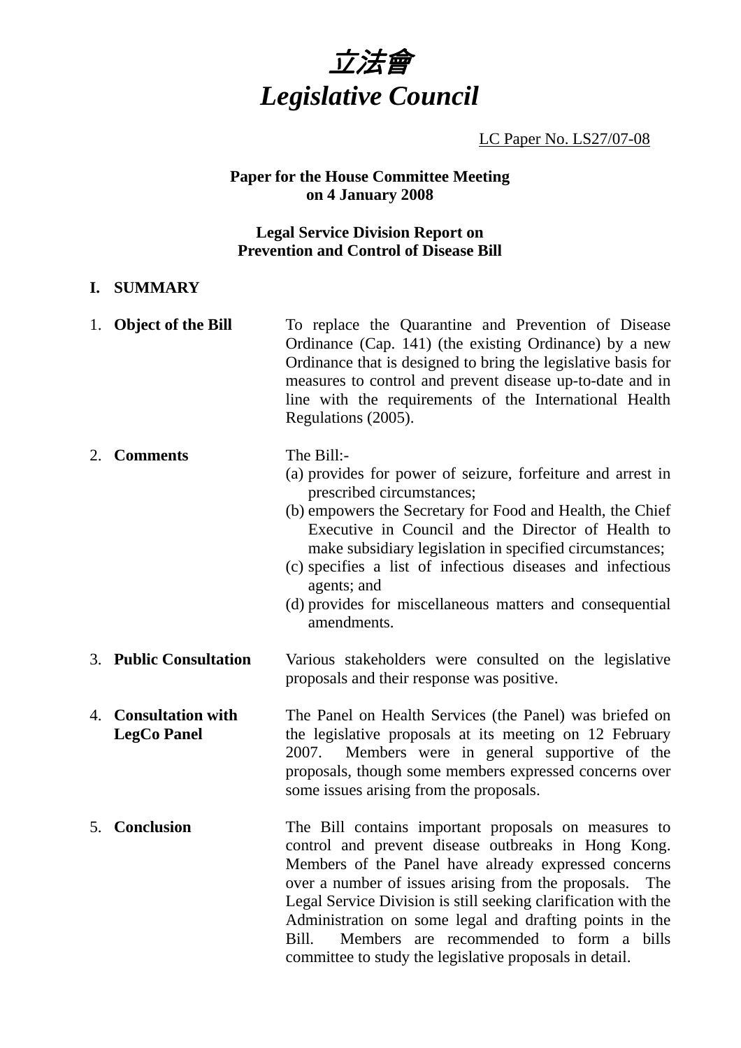# 立法會
# *Legislative Council*

LC Paper No. LS27/07-08

**Paper for the House Committee Meeting on 4 January 2008**

**Legal Service Division Report on Prevention and Control of Disease Bill**

## I. SUMMARY

1. **Object of the Bill**

   To replace the Quarantine and Prevention of Disease Ordinance (Cap. 141) (the existing Ordinance) by a new Ordinance that is designed to bring the legislative basis for measures to control and prevent disease up-to-date and in line with the requirements of the International Health Regulations (2005).

2. **Comments**

   The Bill:-
   (a) provides for power of seizure, forfeiture and arrest in prescribed circumstances;
   (b) empowers the Secretary for Food and Health, the Chief Executive in Council and the Director of Health to make subsidiary legislation in specified circumstances;
   (c) specifies a list of infectious diseases and infectious agents; and
   (d) provides for miscellaneous matters and consequential amendments.

3. **Public Consultation**

   Various stakeholders were consulted on the legislative proposals and their response was positive.

4. **Consultation with LegCo Panel**

   The Panel on Health Services (the Panel) was briefed on the legislative proposals at its meeting on 12 February 2007. Members were in general supportive of the proposals, though some members expressed concerns over some issues arising from the proposals.

5. **Conclusion**

   The Bill contains important proposals on measures to control and prevent disease outbreaks in Hong Kong. Members of the Panel have already expressed concerns over a number of issues arising from the proposals. The Legal Service Division is still seeking clarification with the Administration on some legal and drafting points in the Bill. Members are recommended to form a bills committee to study the legislative proposals in detail.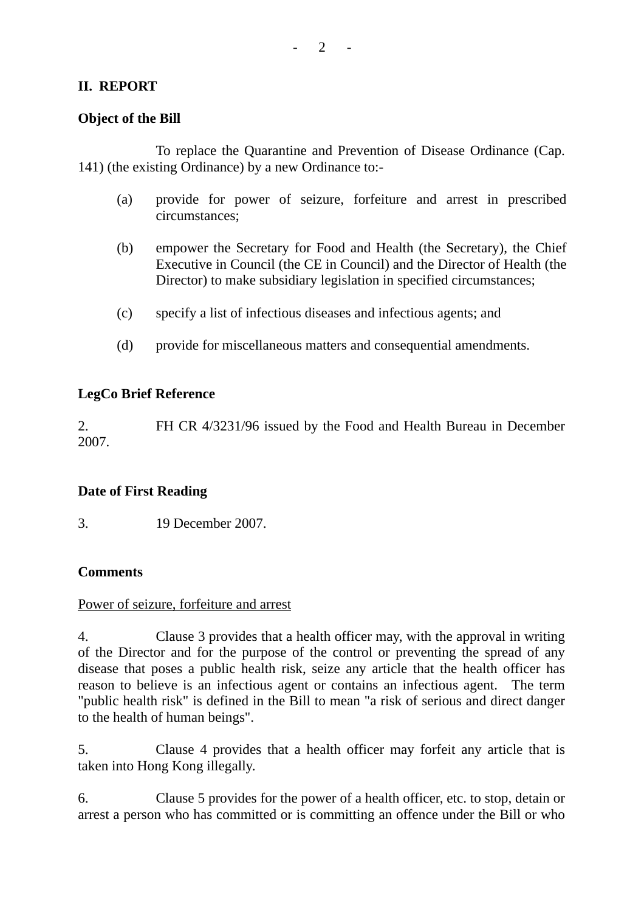## II. REPORT

### Object of the Bill

To replace the Quarantine and Prevention of Disease Ordinance (Cap. 141) (the existing Ordinance) by a new Ordinance to:-

(a) provide for power of seizure, forfeiture and arrest in prescribed circumstances;

(b) empower the Secretary for Food and Health (the Secretary), the Chief Executive in Council (the CE in Council) and the Director of Health (the Director) to make subsidiary legislation in specified circumstances;

(c) specify a list of infectious diseases and infectious agents; and

(d) provide for miscellaneous matters and consequential amendments.

### LegCo Brief Reference

2. FH CR 4/3231/96 issued by the Food and Health Bureau in December 2007.

### Date of First Reading

3. 19 December 2007.

### Comments

<u>Power of seizure, forfeiture and arrest</u>

4. Clause 3 provides that a health officer may, with the approval in writing of the Director and for the purpose of the control or preventing the spread of any disease that poses a public health risk, seize any article that the health officer has reason to believe is an infectious agent or contains an infectious agent. The term "public health risk" is defined in the Bill to mean "a risk of serious and direct danger to the health of human beings".

5. Clause 4 provides that a health officer may forfeit any article that is taken into Hong Kong illegally.

6. Clause 5 provides for the power of a health officer, etc. to stop, detain or arrest a person who has committed or is committing an offence under the Bill or who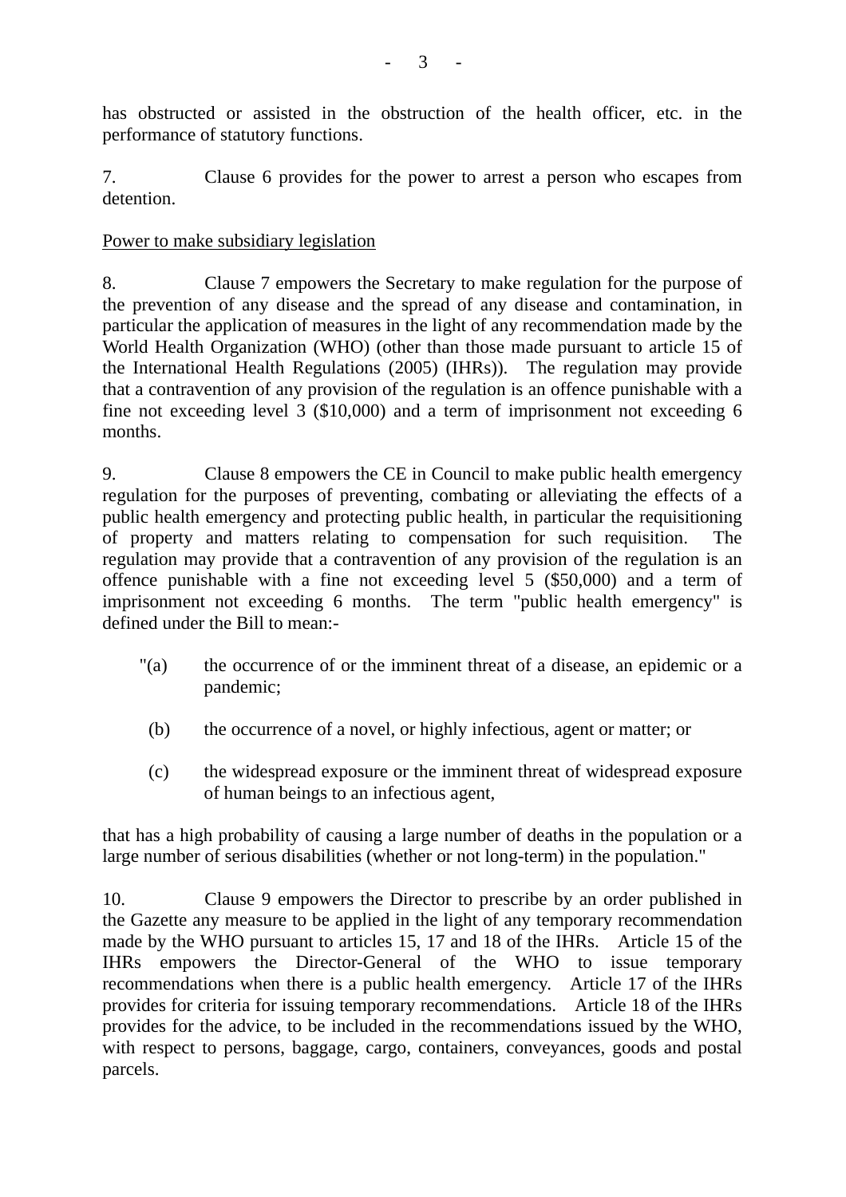has obstructed or assisted in the obstruction of the health officer, etc. in the performance of statutory functions.

7. Clause 6 provides for the power to arrest a person who escapes from detention.

<u>Power to make subsidiary legislation</u>

8. Clause 7 empowers the Secretary to make regulation for the purpose of the prevention of any disease and the spread of any disease and contamination, in particular the application of measures in the light of any recommendation made by the World Health Organization (WHO) (other than those made pursuant to article 15 of the International Health Regulations (2005) (IHRs)). The regulation may provide that a contravention of any provision of the regulation is an offence punishable with a fine not exceeding level 3 ($10,000) and a term of imprisonment not exceeding 6 months.

9. Clause 8 empowers the CE in Council to make public health emergency regulation for the purposes of preventing, combating or alleviating the effects of a public health emergency and protecting public health, in particular the requisitioning of property and matters relating to compensation for such requisition. The regulation may provide that a contravention of any provision of the regulation is an offence punishable with a fine not exceeding level 5 ($50,000) and a term of imprisonment not exceeding 6 months. The term "public health emergency" is defined under the Bill to mean:-

"(a) the occurrence of or the imminent threat of a disease, an epidemic or a pandemic;

(b) the occurrence of a novel, or highly infectious, agent or matter; or

(c) the widespread exposure or the imminent threat of widespread exposure of human beings to an infectious agent,

that has a high probability of causing a large number of deaths in the population or a large number of serious disabilities (whether or not long-term) in the population."

10. Clause 9 empowers the Director to prescribe by an order published in the Gazette any measure to be applied in the light of any temporary recommendation made by the WHO pursuant to articles 15, 17 and 18 of the IHRs. Article 15 of the IHRs empowers the Director-General of the WHO to issue temporary recommendations when there is a public health emergency. Article 17 of the IHRs provides for criteria for issuing temporary recommendations. Article 18 of the IHRs provides for the advice, to be included in the recommendations issued by the WHO, with respect to persons, baggage, cargo, containers, conveyances, goods and postal parcels.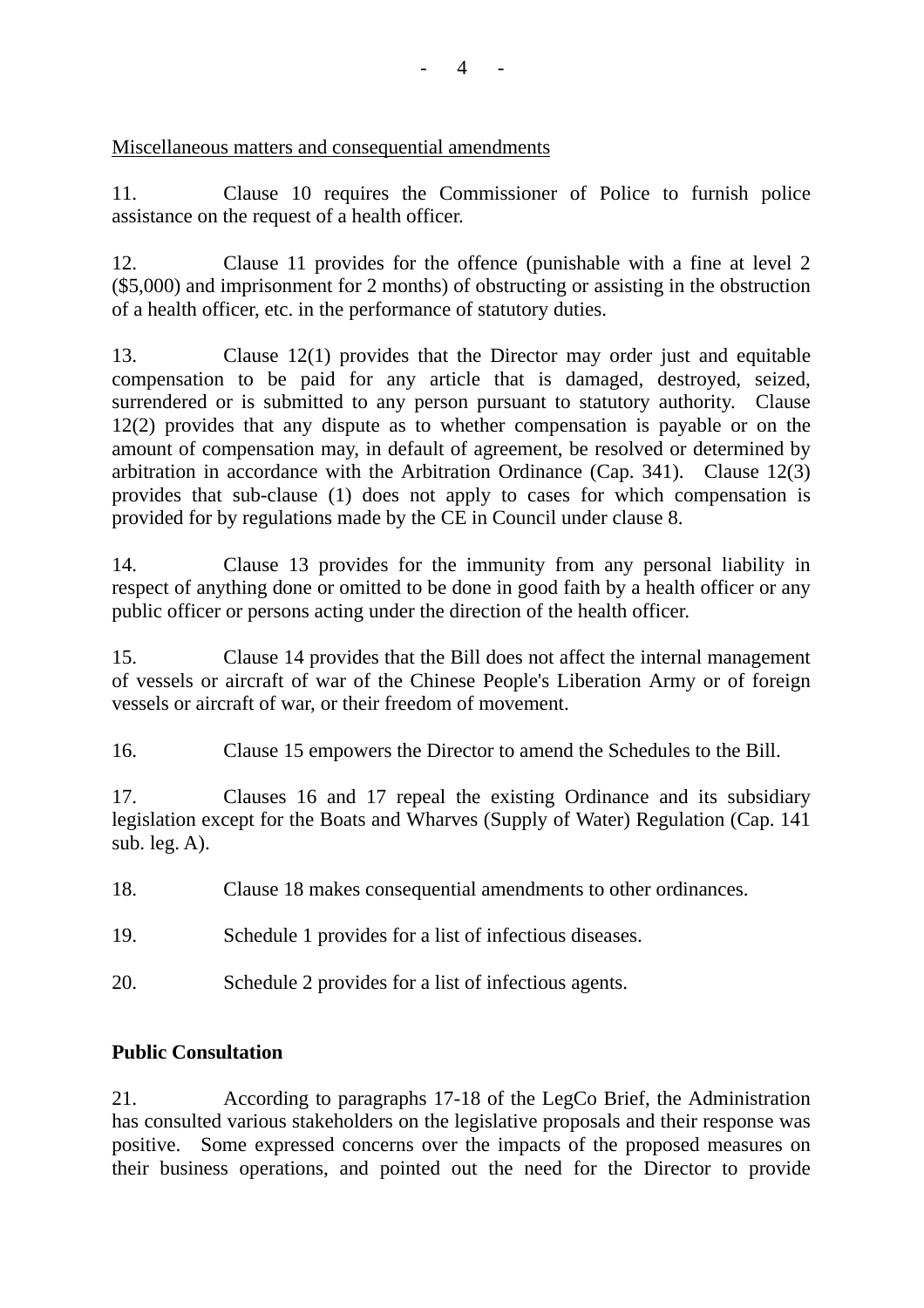Miscellaneous matters and consequential amendments

11. Clause 10 requires the Commissioner of Police to furnish police assistance on the request of a health officer.

12. Clause 11 provides for the offence (punishable with a fine at level 2 ($5,000) and imprisonment for 2 months) of obstructing or assisting in the obstruction of a health officer, etc. in the performance of statutory duties.

13. Clause 12(1) provides that the Director may order just and equitable compensation to be paid for any article that is damaged, destroyed, seized, surrendered or is submitted to any person pursuant to statutory authority. Clause 12(2) provides that any dispute as to whether compensation is payable or on the amount of compensation may, in default of agreement, be resolved or determined by arbitration in accordance with the Arbitration Ordinance (Cap. 341). Clause 12(3) provides that sub-clause (1) does not apply to cases for which compensation is provided for by regulations made by the CE in Council under clause 8.

14. Clause 13 provides for the immunity from any personal liability in respect of anything done or omitted to be done in good faith by a health officer or any public officer or persons acting under the direction of the health officer.

15. Clause 14 provides that the Bill does not affect the internal management of vessels or aircraft of war of the Chinese People's Liberation Army or of foreign vessels or aircraft of war, or their freedom of movement.

16. Clause 15 empowers the Director to amend the Schedules to the Bill.

17. Clauses 16 and 17 repeal the existing Ordinance and its subsidiary legislation except for the Boats and Wharves (Supply of Water) Regulation (Cap. 141 sub. leg. A).

18. Clause 18 makes consequential amendments to other ordinances.

19. Schedule 1 provides for a list of infectious diseases.

20. Schedule 2 provides for a list of infectious agents.

**Public Consultation**

21. According to paragraphs 17-18 of the LegCo Brief, the Administration has consulted various stakeholders on the legislative proposals and their response was positive. Some expressed concerns over the impacts of the proposed measures on their business operations, and pointed out the need for the Director to provide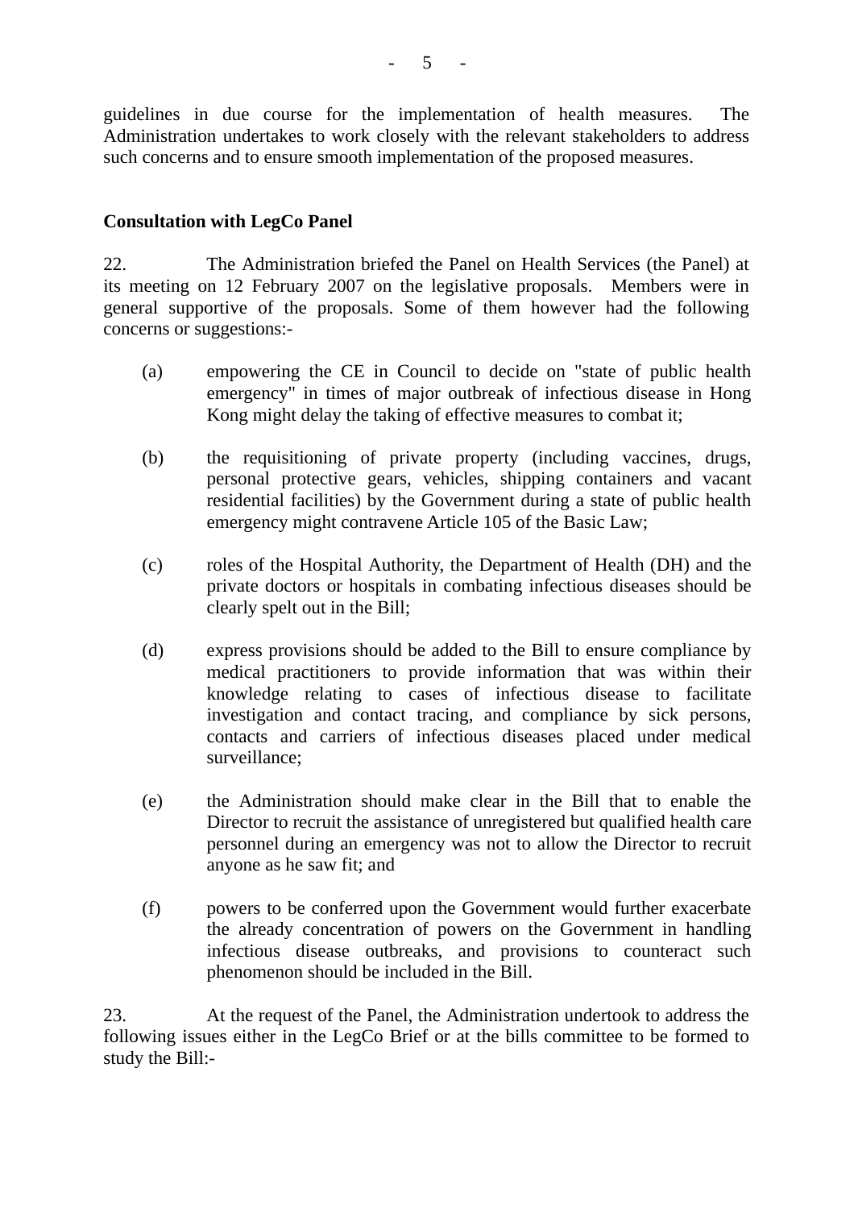guidelines in due course for the implementation of health measures. The Administration undertakes to work closely with the relevant stakeholders to address such concerns and to ensure smooth implementation of the proposed measures.

**Consultation with LegCo Panel**

22. The Administration briefed the Panel on Health Services (the Panel) at its meeting on 12 February 2007 on the legislative proposals. Members were in general supportive of the proposals. Some of them however had the following concerns or suggestions:-

(a) empowering the CE in Council to decide on "state of public health emergency" in times of major outbreak of infectious disease in Hong Kong might delay the taking of effective measures to combat it;

(b) the requisitioning of private property (including vaccines, drugs, personal protective gears, vehicles, shipping containers and vacant residential facilities) by the Government during a state of public health emergency might contravene Article 105 of the Basic Law;

(c) roles of the Hospital Authority, the Department of Health (DH) and the private doctors or hospitals in combating infectious diseases should be clearly spelt out in the Bill;

(d) express provisions should be added to the Bill to ensure compliance by medical practitioners to provide information that was within their knowledge relating to cases of infectious disease to facilitate investigation and contact tracing, and compliance by sick persons, contacts and carriers of infectious diseases placed under medical surveillance;

(e) the Administration should make clear in the Bill that to enable the Director to recruit the assistance of unregistered but qualified health care personnel during an emergency was not to allow the Director to recruit anyone as he saw fit; and

(f) powers to be conferred upon the Government would further exacerbate the already concentration of powers on the Government in handling infectious disease outbreaks, and provisions to counteract such phenomenon should be included in the Bill.

23. At the request of the Panel, the Administration undertook to address the following issues either in the LegCo Brief or at the bills committee to be formed to study the Bill:-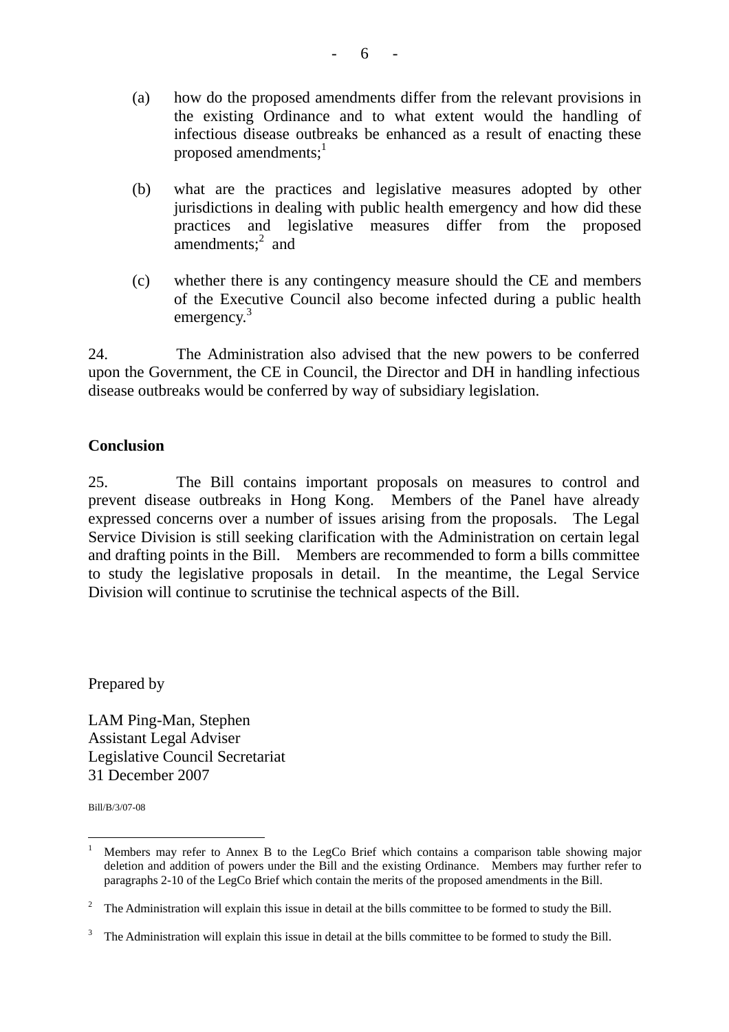(a) how do the proposed amendments differ from the relevant provisions in the existing Ordinance and to what extent would the handling of infectious disease outbreaks be enhanced as a result of enacting these proposed amendments;[1]

(b) what are the practices and legislative measures adopted by other jurisdictions in dealing with public health emergency and how did these practices and legislative measures differ from the proposed amendments;[2] and

(c) whether there is any contingency measure should the CE and members of the Executive Council also become infected during a public health emergency.[3]

24. The Administration also advised that the new powers to be conferred upon the Government, the CE in Council, the Director and DH in handling infectious disease outbreaks would be conferred by way of subsidiary legislation.

**Conclusion**

25. The Bill contains important proposals on measures to control and prevent disease outbreaks in Hong Kong. Members of the Panel have already expressed concerns over a number of issues arising from the proposals. The Legal Service Division is still seeking clarification with the Administration on certain legal and drafting points in the Bill. Members are recommended to form a bills committee to study the legislative proposals in detail. In the meantime, the Legal Service Division will continue to scrutinise the technical aspects of the Bill.

Prepared by

LAM Ping-Man, Stephen
Assistant Legal Adviser
Legislative Council Secretariat
31 December 2007

Bill/B/3/07-08

---

[1] Members may refer to Annex B to the LegCo Brief which contains a comparison table showing major deletion and addition of powers under the Bill and the existing Ordinance. Members may further refer to paragraphs 2-10 of the LegCo Brief which contain the merits of the proposed amendments in the Bill.

[2] The Administration will explain this issue in detail at the bills committee to be formed to study the Bill.

[3] The Administration will explain this issue in detail at the bills committee to be formed to study the Bill.